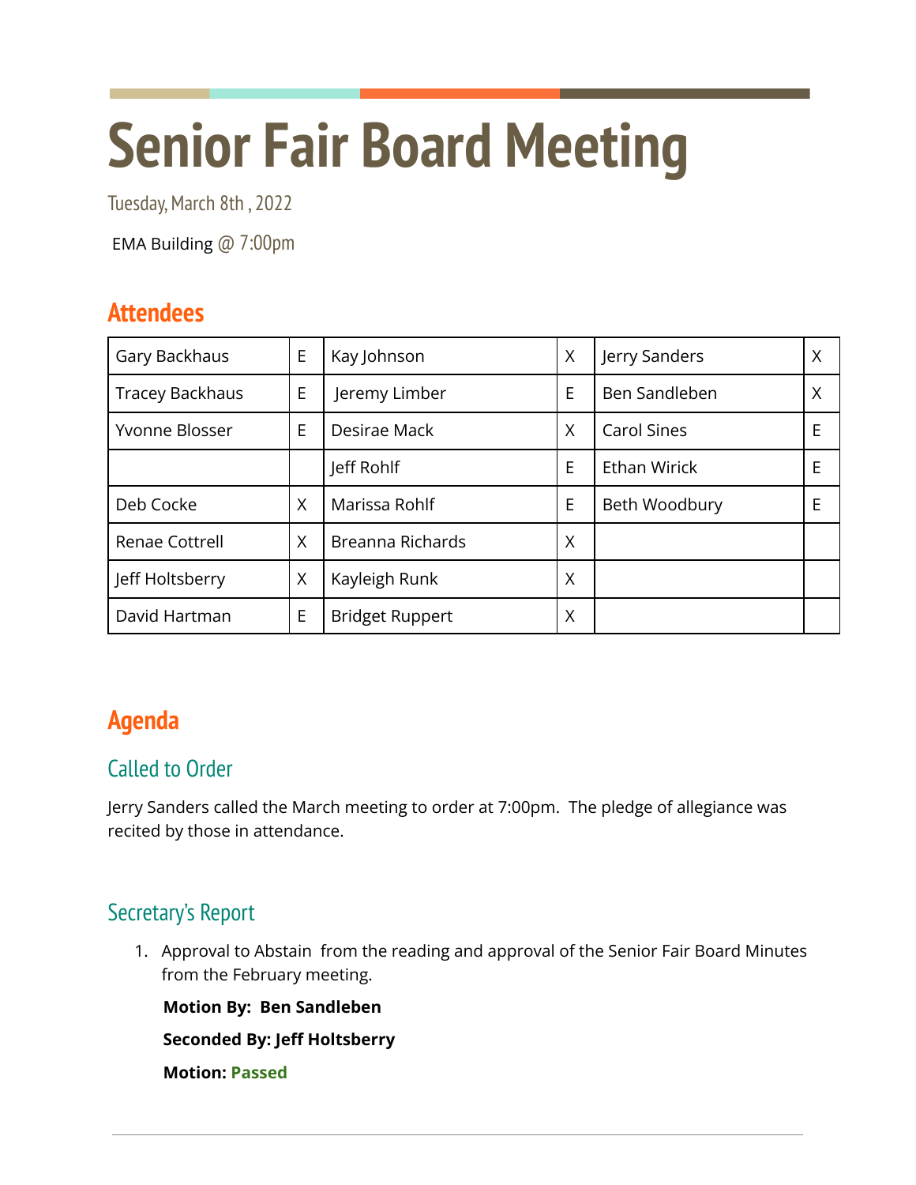# Senior Fair Board Meeting

Tuesday, March 8th , 2022

EMA Building @ 7:00pm

## Attendees

| | | | | | |
|---|---|---|---|---|---|
| Gary Backhaus | E | Kay Johnson | X | Jerry Sanders | X |
| Tracey Backhaus | E | Jeremy Limber | E | Ben Sandleben | X |
| Yvonne Blosser | E | Desirae Mack | X | Carol Sines | E |
| | | Jeff Rohlf | E | Ethan Wirick | E |
| Deb Cocke | X | Marissa Rohlf | E | Beth Woodbury | E |
| Renae Cottrell | X | Breanna Richards | X | | |
| Jeff Holtsberry | X | Kayleigh Runk | X | | |
| David Hartman | E | Bridget Ruppert | X | | |

## Agenda

### Called to Order

Jerry Sanders called the March meeting to order at 7:00pm. The pledge of allegiance was recited by those in attendance.

### Secretary's Report

1. Approval to Abstain from the reading and approval of the Senior Fair Board Minutes from the February meeting.

   **Motion By: Ben Sandleben**

   **Seconded By: Jeff Holtsberry**

   **Motion: Passed**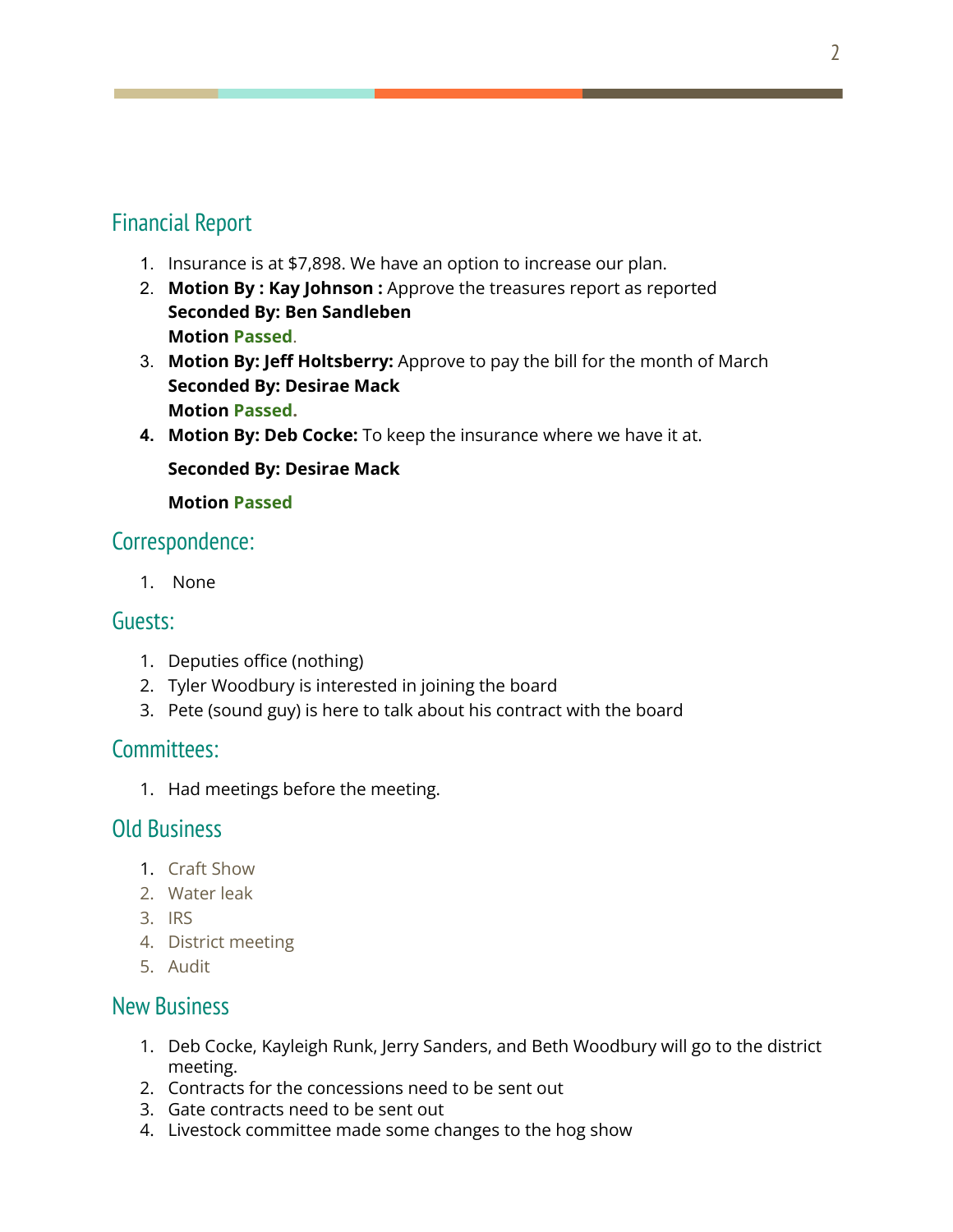## Financial Report

1. Insurance is at $7,898. We have an option to increase our plan.
2. **Motion By : Kay Johnson :** Approve the treasures report as reported
   **Seconded By: Ben Sandleben**
   **Motion Passed**.
3. **Motion By: Jeff Holtsberry:** Approve to pay the bill for the month of March
   **Seconded By: Desirae Mack**
   **Motion Passed.**
4. **Motion By: Deb Cocke:** To keep the insurance where we have it at.

   **Seconded By: Desirae Mack**

   **Motion Passed**

## Correspondence:

1. None

## Guests:

1. Deputies office (nothing)
2. Tyler Woodbury is interested in joining the board
3. Pete (sound guy) is here to talk about his contract with the board

## Committees:

1. Had meetings before the meeting.

## Old Business

1. Craft Show
2. Water leak
3. IRS
4. District meeting
5. Audit

## New Business

1. Deb Cocke, Kayleigh Runk, Jerry Sanders, and Beth Woodbury will go to the district meeting.
2. Contracts for the concessions need to be sent out
3. Gate contracts need to be sent out
4. Livestock committee made some changes to the hog show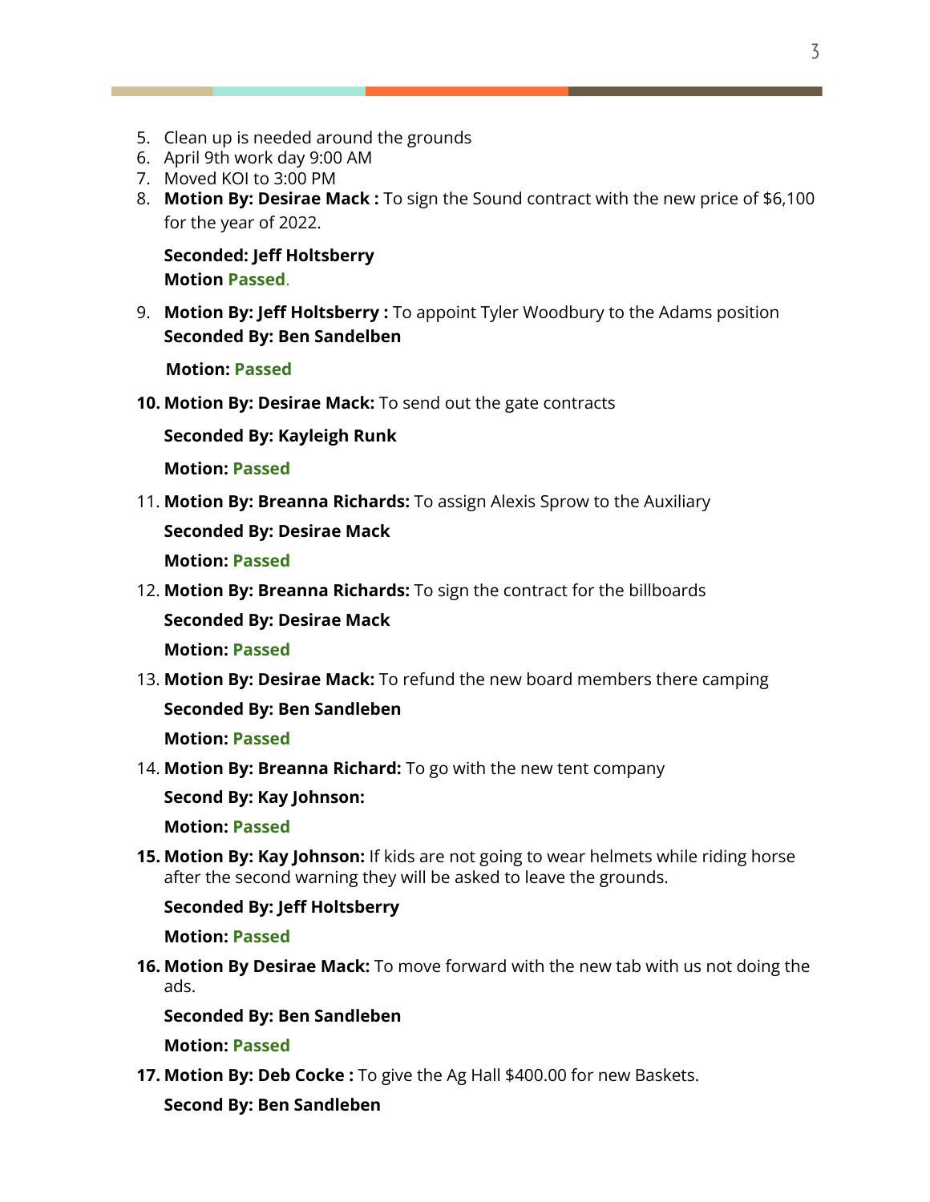5. Clean up is needed around the grounds
6. April 9th work day 9:00 AM
7. Moved KOI to 3:00 PM
8. **Motion By: Desirae Mack :** To sign the Sound contract with the new price of $6,100 for the year of 2022.

   **Seconded: Jeff Holtsberry**
   **Motion Passed**.

9. **Motion By: Jeff Holtsberry :** To appoint Tyler Woodbury to the Adams position
   **Seconded By: Ben Sandelben**

   **Motion: Passed**

10. **Motion By: Desirae Mack:** To send out the gate contracts

    **Seconded By: Kayleigh Runk**

    **Motion: Passed**

11. **Motion By: Breanna Richards:** To assign Alexis Sprow to the Auxiliary

    **Seconded By: Desirae Mack**

    **Motion: Passed**

12. **Motion By: Breanna Richards:** To sign the contract for the billboards

    **Seconded By: Desirae Mack**

    **Motion: Passed**

13. **Motion By: Desirae Mack:** To refund the new board members there camping

    **Seconded By: Ben Sandleben**

    **Motion: Passed**

14. **Motion By: Breanna Richard:** To go with the new tent company

    **Second By: Kay Johnson:**

    **Motion: Passed**

15. **Motion By: Kay Johnson:** If kids are not going to wear helmets while riding horse after the second warning they will be asked to leave the grounds.

    **Seconded By: Jeff Holtsberry**

    **Motion: Passed**

16. **Motion By Desirae Mack:** To move forward with the new tab with us not doing the ads.

    **Seconded By: Ben Sandleben**

    **Motion: Passed**

17. **Motion By: Deb Cocke :** To give the Ag Hall $400.00 for new Baskets.

    **Second By: Ben Sandleben**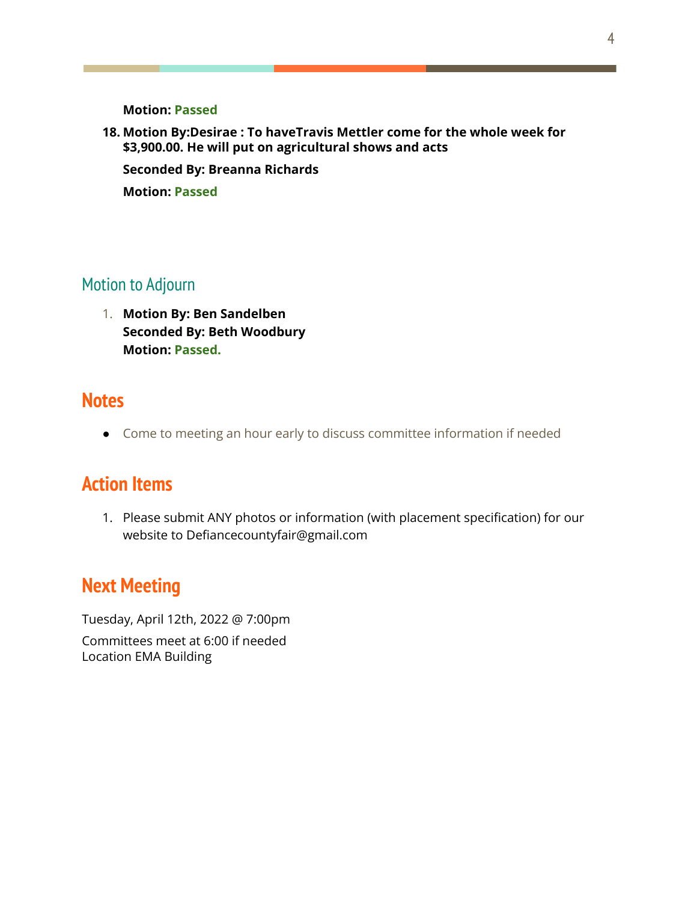**Motion: Passed**

18. **Motion By:Desirae : To haveTravis Mettler come for the whole week for $3,900.00. He will put on agricultural shows and acts**

    **Seconded By: Breanna Richards**

    **Motion: Passed**

## Motion to Adjourn

1. **Motion By: Ben Sandelben**
   **Seconded By: Beth Woodbury**
   **Motion: Passed.**

## Notes

- Come to meeting an hour early to discuss committee information if needed

## Action Items

1. Please submit ANY photos or information (with placement specification) for our website to Defiancecountyfair@gmail.com

## Next Meeting

Tuesday, April 12th, 2022 @ 7:00pm

Committees meet at 6:00 if needed
Location EMA Building